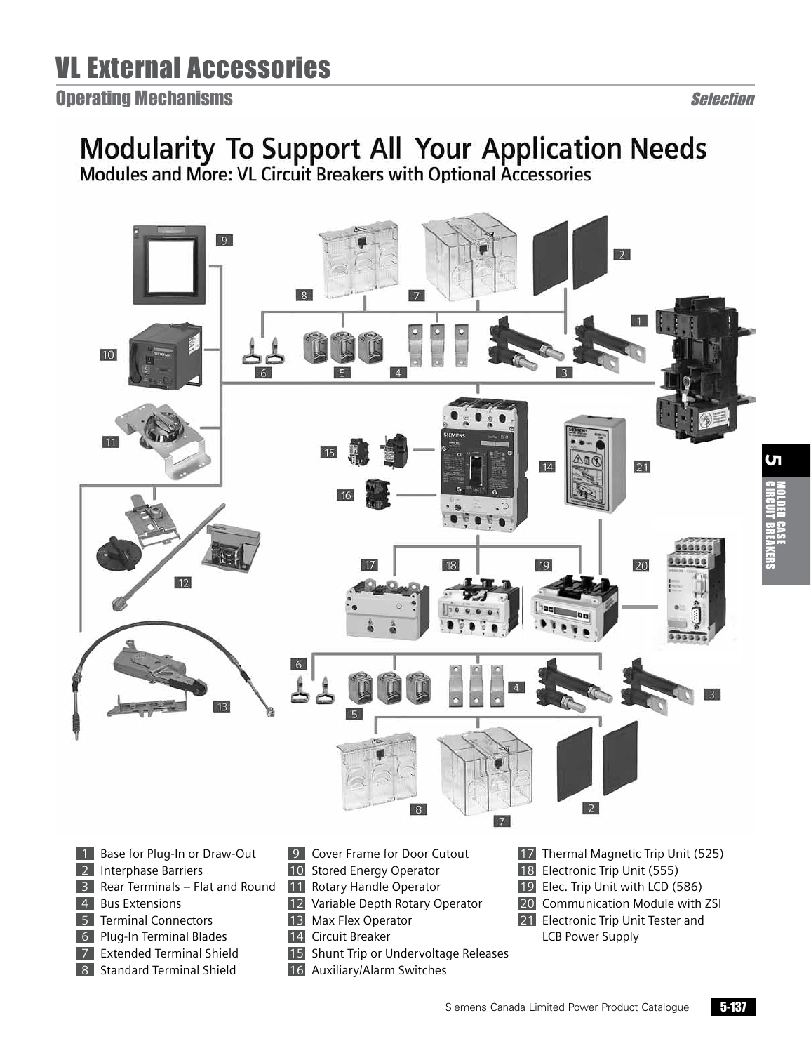# VL External Accessories

## Operating Mechanisms

*Selection*

# Modularity To Support All Your Application Needs

## Modules and More: VL Circuit Breakers with Optional Accessories

1. Base for Plug-In or Draw-Out
2. Interphase Barriers
3. Rear Terminals – Flat and Round
4. Bus Extensions
5. Terminal Connectors
6. Plug-In Terminal Blades
7. Extended Terminal Shield
8. Standard Terminal Shield
9. Cover Frame for Door Cutout
10. Stored Energy Operator
11. Rotary Handle Operator
12. Variable Depth Rotary Operator
13. Max Flex Operator
14. Circuit Breaker
15. Shunt Trip or Undervoltage Releases
16. Auxiliary/Alarm Switches
17. Thermal Magnetic Trip Unit (525)
18. Electronic Trip Unit (555)
19. Elec. Trip Unit with LCD (586)
20. Communication Module with ZSI
21. Electronic Trip Unit Tester and LCB Power Supply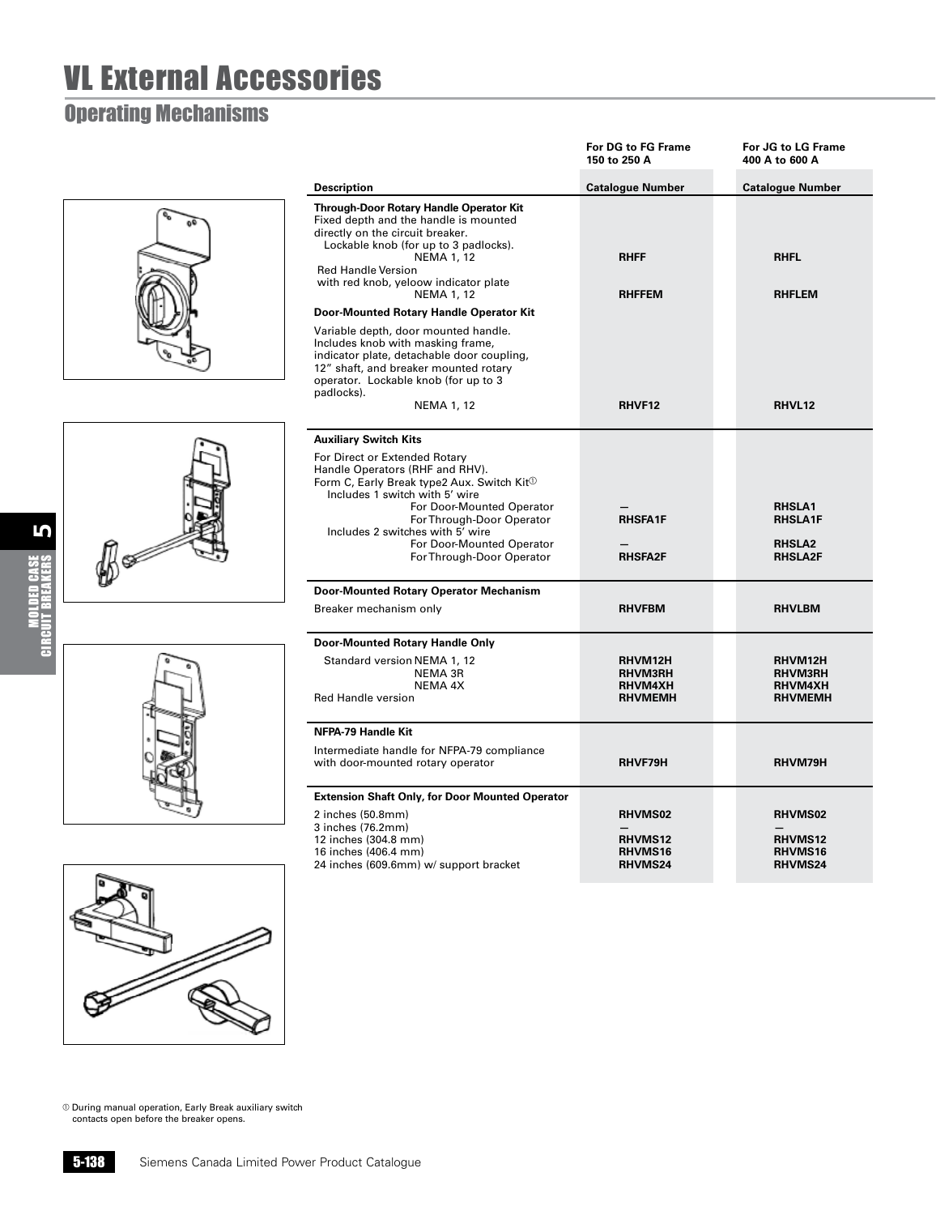# VL External Accessories

## Operating Mechanisms

| Description | For DG to FG Frame 150 to 250 A Catalogue Number | For JG to LG Frame 400 A to 600 A Catalogue Number |
|---|---|---|
| **Through-Door Rotary Handle Operator Kit** | | |
| Fixed depth and the handle is mounted directly on the circuit breaker. | | |
| Lockable knob (for up to 3 padlocks). NEMA 1, 12 | **RHFF** | **RHFL** |
| Red Handle Version with red knob, yeloow indicator plate NEMA 1, 12 | **RHFFEM** | **RHFLEM** |
| **Door-Mounted Rotary Handle Operator Kit** | | |
| Variable depth, door mounted handle. Includes knob with masking frame, indicator plate, detachable door coupling, 12" shaft, and breaker mounted rotary operator. Lockable knob (for up to 3 padlocks). NEMA 1, 12 | **RHVF12** | **RHVL12** |
| **Auxiliary Switch Kits** | | |
| For Direct or Extended Rotary Handle Operators (RHF and RHV). Form C, Early Break type2 Aux. Switch Kit① | | |
| Includes 1 switch with 5' wire — For Door-Mounted Operator | — | **RHSLA1** |
| Includes 1 switch with 5' wire — For Through-Door Operator | **RHSFA1F** | **RHSLA1F** |
| Includes 2 switches with 5' wire — For Door-Mounted Operator | — | **RHSLA2** |
| Includes 2 switches with 5' wire — For Through-Door Operator | **RHSFA2F** | **RHSLA2F** |
| **Door-Mounted Rotary Operator Mechanism** | | |
| Breaker mechanism only | **RHVFBM** | **RHVLBM** |
| **Door-Mounted Rotary Handle Only** | | |
| Standard version NEMA 1, 12 | **RHVM12H** | **RHVM12H** |
| NEMA 3R | **RHVM3RH** | **RHVM3RH** |
| NEMA 4X | **RHVM4XH** | **RHVM4XH** |
| Red Handle version | **RHVMEMH** | **RHVMEMH** |
| **NFPA-79 Handle Kit** | | |
| Intermediate handle for NFPA-79 compliance with door-mounted rotary operator | **RHVF79H** | **RHVM79H** |
| **Extension Shaft Only, for Door Mounted Operator** | | |
| 2 inches (50.8mm) | **RHVMS02** | **RHVMS02** |
| 3 inches (76.2mm) | — | — |
| 12 inches (304.8 mm) | **RHVMS12** | **RHVMS12** |
| 16 inches (406.4 mm) | **RHVMS16** | **RHVMS16** |
| 24 inches (609.6mm) w/ support bracket | **RHVMS24** | **RHVMS24** |

① During manual operation, Early Break auxiliary switch contacts open before the breaker opens.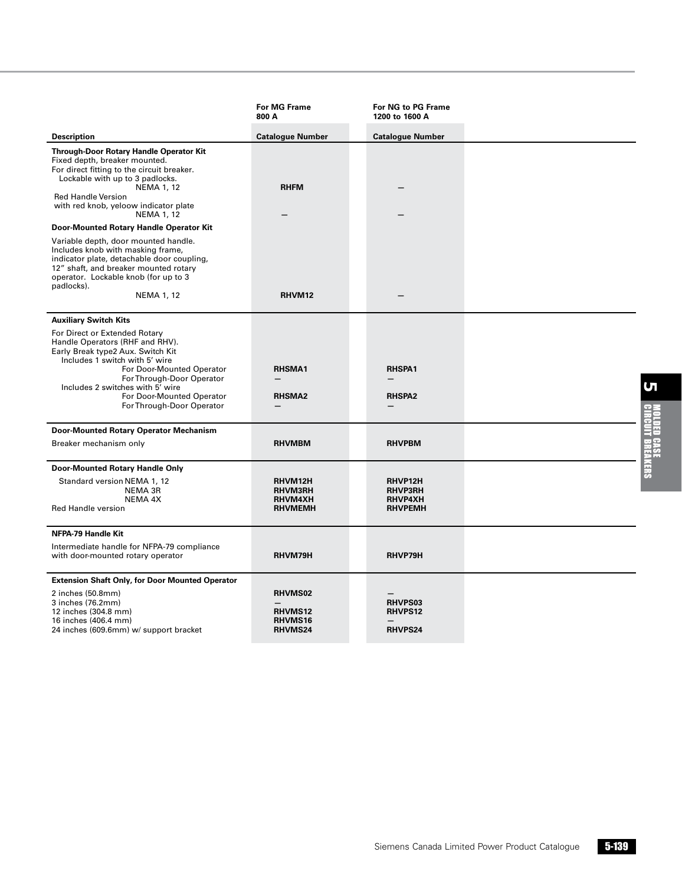| Description | For MG Frame 800 A<br>Catalogue Number | For NG to PG Frame 1200 to 1600 A<br>Catalogue Number |
|---|---|---|
| **Through-Door Rotary Handle Operator Kit** | | |
| Fixed depth, breaker mounted. For direct fitting to the circuit breaker. Lockable with up to 3 padlocks. NEMA 1, 12 | **RHFM** | — |
| Red Handle Version with red knob, yeloow indicator plate NEMA 1, 12 | — | — |
| **Door-Mounted Rotary Handle Operator Kit** | | |
| Variable depth, door mounted handle. Includes knob with masking frame, indicator plate, detachable door coupling, 12" shaft, and breaker mounted rotary operator. Lockable knob (for up to 3 padlocks). NEMA 1, 12 | **RHVM12** | — |
| **Auxiliary Switch Kits** | | |
| For Direct or Extended Rotary Handle Operators (RHF and RHV). Early Break type2 Aux. Switch Kit | | |
| Includes 1 switch with 5' wire — For Door-Mounted Operator | **RHSMA1** | **RHSPA1** |
| Includes 1 switch with 5' wire — For Through-Door Operator | — | — |
| Includes 2 switches with 5' wire — For Door-Mounted Operator | **RHSMA2** | **RHSPA2** |
| Includes 2 switches with 5' wire — For Through-Door Operator | — | — |
| **Door-Mounted Rotary Operator Mechanism** | | |
| Breaker mechanism only | **RHVMBM** | **RHVPBM** |
| **Door-Mounted Rotary Handle Only** | | |
| Standard version NEMA 1, 12 | **RHVM12H** | **RHVP12H** |
| NEMA 3R | **RHVM3RH** | **RHVP3RH** |
| NEMA 4X | **RHVM4XH** | **RHVP4XH** |
| Red Handle version | **RHVMEMH** | **RHVPEMH** |
| **NFPA-79 Handle Kit** | | |
| Intermediate handle for NFPA-79 compliance with door-mounted rotary operator | **RHVM79H** | **RHVP79H** |
| **Extension Shaft Only, for Door Mounted Operator** | | |
| 2 inches (50.8mm) | **RHVMS02** | — |
| 3 inches (76.2mm) | — | **RHVPS03** |
| 12 inches (304.8 mm) | **RHVMS12** | **RHVPS12** |
| 16 inches (406.4 mm) | **RHVMS16** | — |
| 24 inches (609.6mm) w/ support bracket | **RHVMS24** | **RHVPS24** |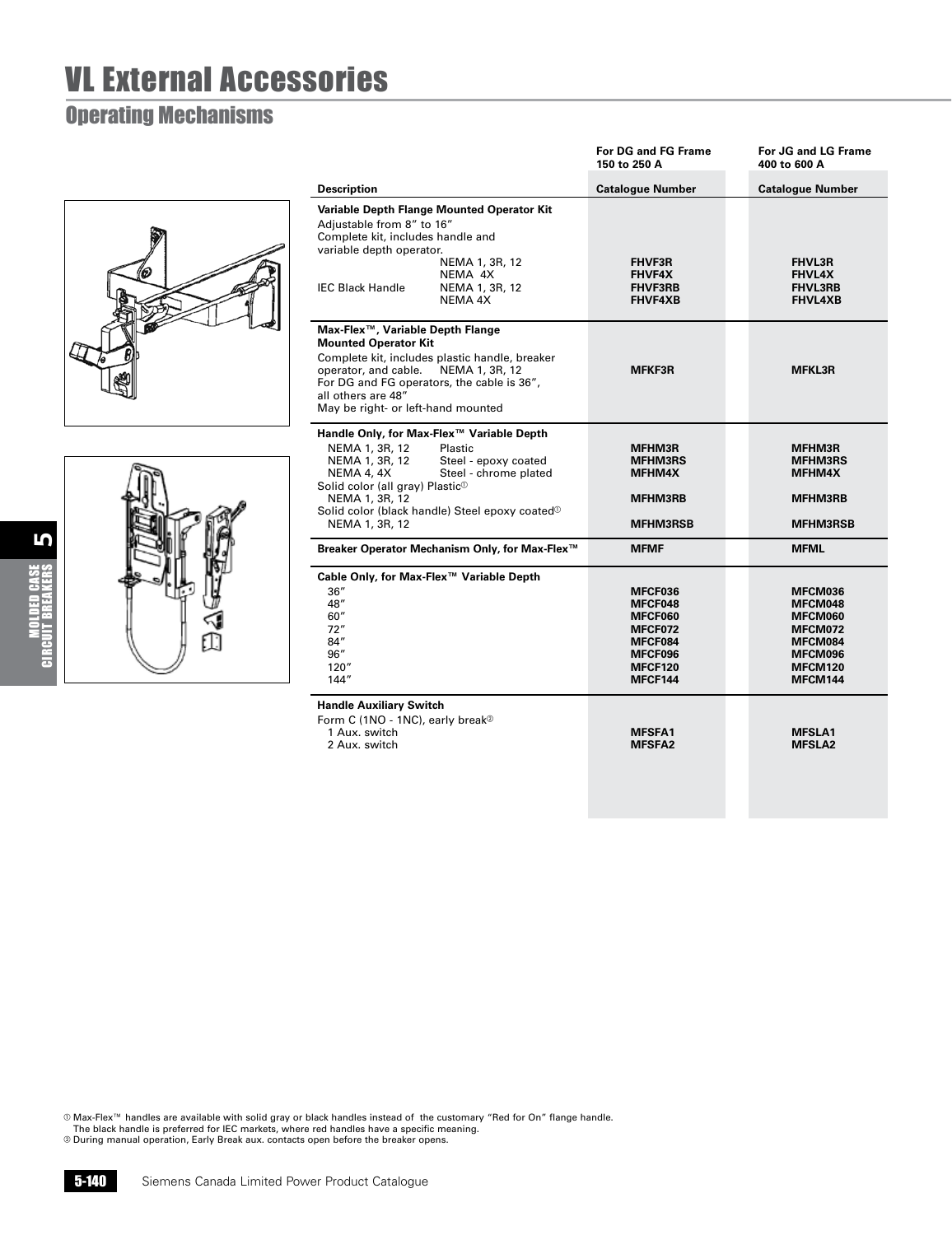# VL External Accessories

## Operating Mechanisms

| Description | For DG and FG Frame 150 to 250 A Catalogue Number | For JG and LG Frame 400 to 600 A Catalogue Number |
|---|---|---|
| **Variable Depth Flange Mounted Operator Kit** | | |
| Adjustable from 8" to 16" | | |
| Complete kit, includes handle and variable depth operator. | | |
| NEMA 1, 3R, 12 | **FHVF3R** | **FHVL3R** |
| NEMA 4X | **FHVF4X** | **FHVL4X** |
| IEC Black Handle — NEMA 1, 3R, 12 | **FHVF3RB** | **FHVL3RB** |
| IEC Black Handle — NEMA 4X | **FHVF4XB** | **FHVL4XB** |
| **Max-Flex™, Variable Depth Flange Mounted Operator Kit** | | |
| Complete kit, includes plastic handle, breaker operator, and cable. NEMA 1, 3R, 12. For DG and FG operators, the cable is 36", all others are 48". May be right- or left-hand mounted | **MFKF3R** | **MFKL3R** |
| **Handle Only, for Max-Flex™ Variable Depth** | | |
| NEMA 1, 3R, 12 — Plastic | **MFHM3R** | **MFHM3R** |
| NEMA 1, 3R, 12 — Steel - epoxy coated | **MFHM3RS** | **MFHM3RS** |
| NEMA 4, 4X — Steel - chrome plated | **MFHM4X** | **MFHM4X** |
| Solid color (all gray) Plastic[1] — NEMA 1, 3R, 12 | **MFHM3RB** | **MFHM3RB** |
| Solid color (black handle) Steel epoxy coated[1] — NEMA 1, 3R, 12 | **MFHM3RSB** | **MFHM3RSB** |
| **Breaker Operator Mechanism Only, for Max-Flex™** | **MFMF** | **MFML** |
| **Cable Only, for Max-Flex™ Variable Depth** | | |
| 36" | **MFCF036** | **MFCM036** |
| 48" | **MFCF048** | **MFCM048** |
| 60" | **MFCF060** | **MFCM060** |
| 72" | **MFCF072** | **MFCM072** |
| 84" | **MFCF084** | **MFCM084** |
| 96" | **MFCF096** | **MFCM096** |
| 120" | **MFCF120** | **MFCM120** |
| 144" | **MFCF144** | **MFCM144** |
| **Handle Auxiliary Switch** | | |
| Form C (1NO - 1NC), early break[2] | | |
| 1 Aux. switch | **MFSFA1** | **MFSLA1** |
| 2 Aux. switch | **MFSFA2** | **MFSLA2** |

[1] Max-Flex™ handles are available with solid gray or black handles instead of the customary "Red for On" flange handle. The black handle is preferred for IEC markets, where red handles have a specific meaning.
[2] During manual operation, Early Break aux. contacts open before the breaker opens.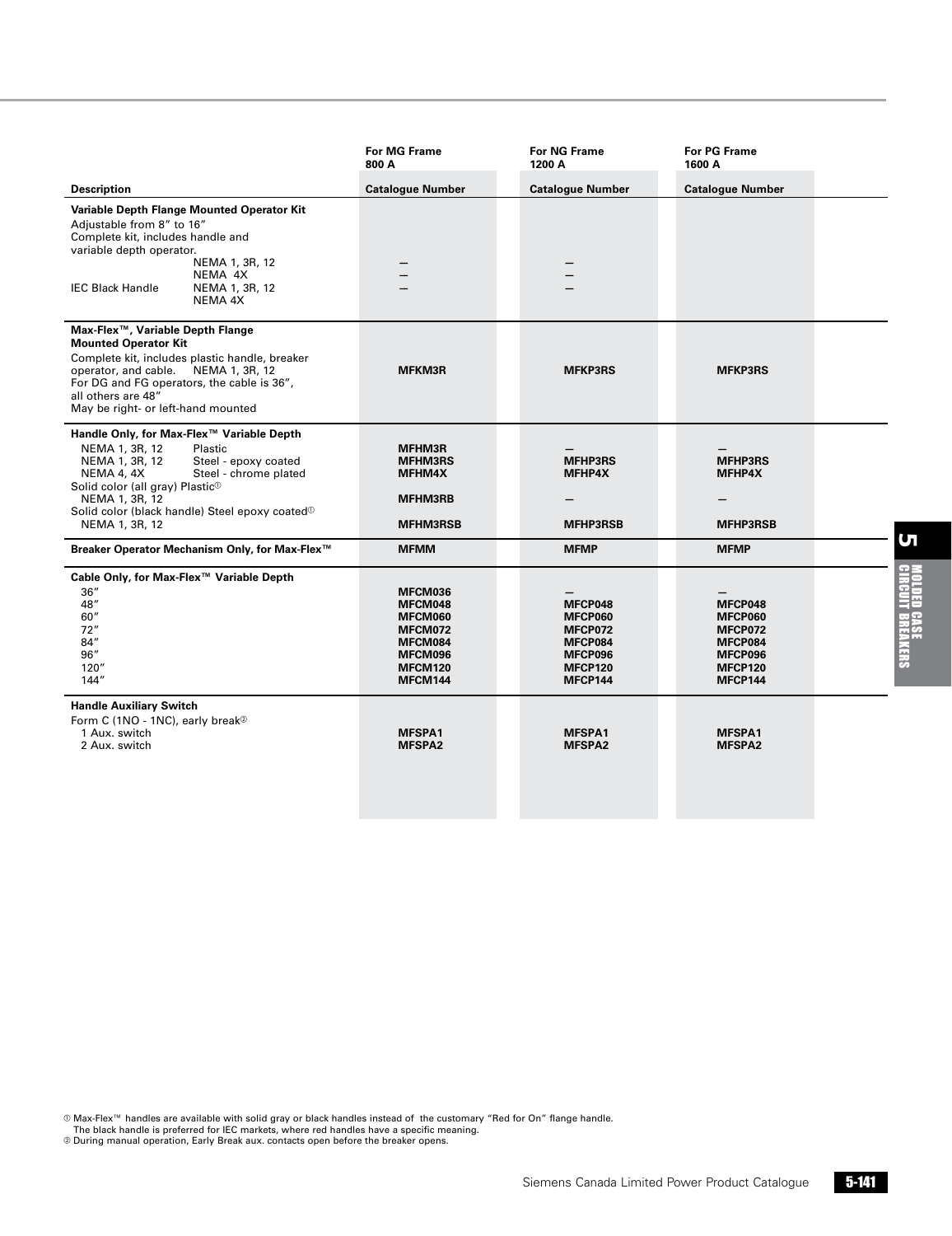| Description | For MG Frame 800 A Catalogue Number | For NG Frame 1200 A Catalogue Number | For PG Frame 1600 A Catalogue Number |
|---|---|---|---|
| **Variable Depth Flange Mounted Operator Kit** | | | |
| Adjustable from 8″ to 16″ Complete kit, includes handle and variable depth operator. | | | |
| NEMA 1, 3R, 12 | — | — | |
| NEMA 4X | — | — | |
| IEC Black Handle NEMA 1, 3R, 12 | — | — | |
| IEC Black Handle NEMA 4X | | | |
| **Max-Flex™, Variable Depth Flange Mounted Operator Kit** | | | |
| Complete kit, includes plastic handle, breaker operator, and cable. NEMA 1, 3R, 12 For DG and FG operators, the cable is 36″, all others are 48″ May be right- or left-hand mounted | **MFKM3R** | **MFKP3RS** | **MFKP3RS** |
| **Handle Only, for Max-Flex™ Variable Depth** | | | |
| NEMA 1, 3R, 12 Plastic | **MFHM3R** | — | — |
| NEMA 1, 3R, 12 Steel - epoxy coated | **MFHM3RS** | **MFHP3RS** | **MFHP3RS** |
| NEMA 4, 4X Steel - chrome plated | **MFHM4X** | **MFHP4X** | **MFHP4X** |
| Solid color (all gray) Plastic① NEMA 1, 3R, 12 | **MFHM3RB** | — | — |
| Solid color (black handle) Steel epoxy coated① NEMA 1, 3R, 12 | **MFHM3RSB** | **MFHP3RSB** | **MFHP3RSB** |
| **Breaker Operator Mechanism Only, for Max-Flex™** | **MFMM** | **MFMP** | **MFMP** |
| **Cable Only, for Max-Flex™ Variable Depth** | | | |
| 36″ | **MFCM036** | — | — |
| 48″ | **MFCM048** | **MFCP048** | **MFCP048** |
| 60″ | **MFCM060** | **MFCP060** | **MFCP060** |
| 72″ | **MFCM072** | **MFCP072** | **MFCP072** |
| 84″ | **MFCM084** | **MFCP084** | **MFCP084** |
| 96″ | **MFCM096** | **MFCP096** | **MFCP096** |
| 120″ | **MFCM120** | **MFCP120** | **MFCP120** |
| 144″ | **MFCM144** | **MFCP144** | **MFCP144** |
| **Handle Auxiliary Switch** | | | |
| Form C (1NO - 1NC), early break② | | | |
| 1 Aux. switch | **MFSPA1** | **MFSPA1** | **MFSPA1** |
| 2 Aux. switch | **MFSPA2** | **MFSPA2** | **MFSPA2** |

① Max-Flex™ handles are available with solid gray or black handles instead of the customary "Red for On" flange handle. The black handle is preferred for IEC markets, where red handles have a specific meaning.
② During manual operation, Early Break aux. contacts open before the breaker opens.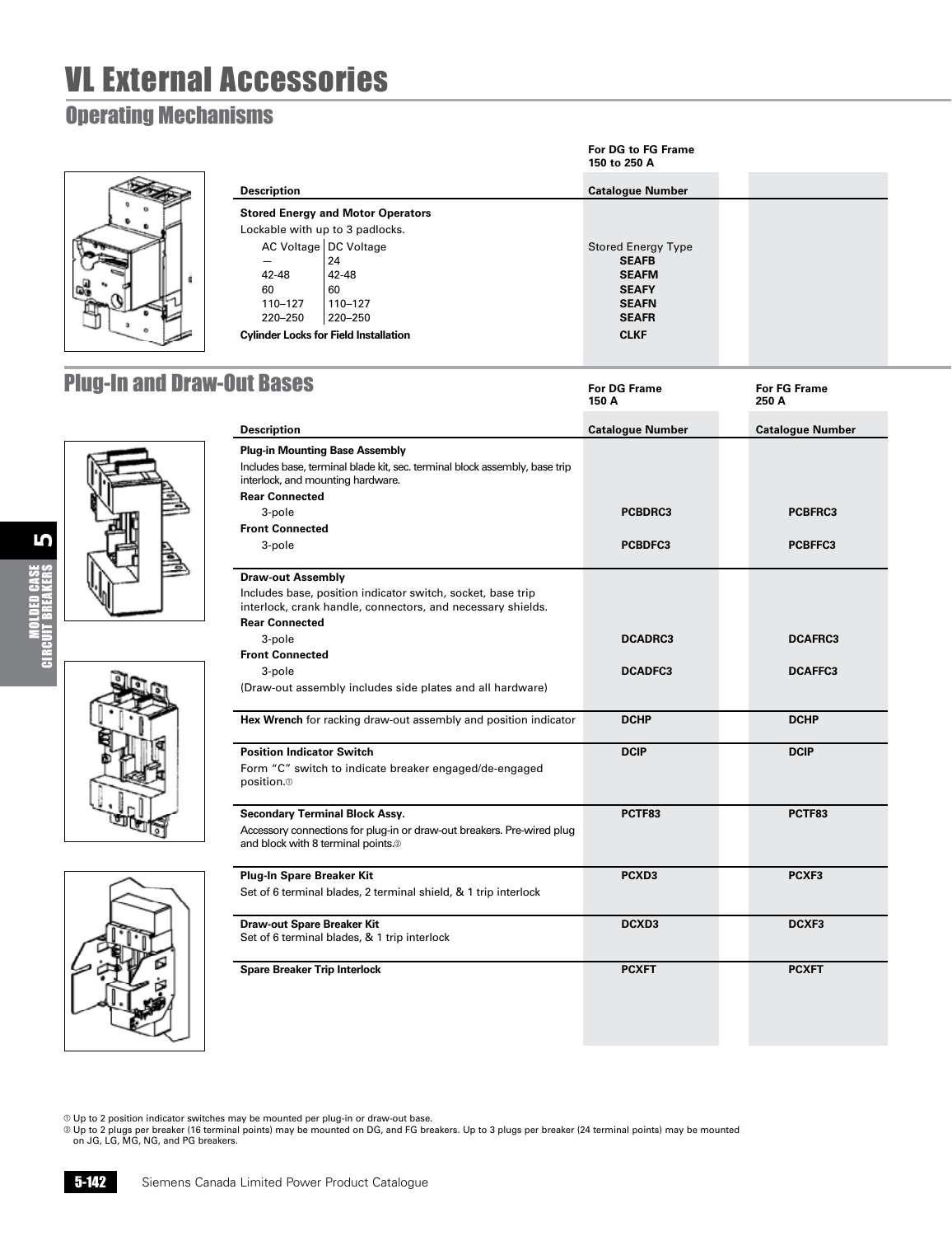# VL External Accessories

## Operating Mechanisms

| Description | For DG to FG Frame 150 to 250 A Catalogue Number |
|---|---|
| **Stored Energy and Motor Operators** | |
| Lockable with up to 3 padlocks. | |
| AC Voltage / DC Voltage | Stored Energy Type |
| — / 24 | **SEAFB** |
| 42-48 / 42-48 | **SEAFM** |
| 60 / 60 | **SEAFY** |
| 110–127 / 110–127 | **SEAFN** |
| 220–250 / 220–250 | **SEAFR** |
| **Cylinder Locks for Field Installation** | **CLKF** |

## Plug-In and Draw-Out Bases

| Description | For DG Frame 150 A Catalogue Number | For FG Frame 250 A Catalogue Number |
|---|---|---|
| **Plug-in Mounting Base Assembly** Includes base, terminal blade kit, sec. terminal block assembly, base trip interlock, and mounting hardware. | | |
| **Rear Connected** | | |
| 3-pole | **PCBDRC3** | **PCBFRC3** |
| **Front Connected** | | |
| 3-pole | **PCBDFC3** | **PCBFFC3** |
| **Draw-out Assembly** Includes base, position indicator switch, socket, base trip interlock, crank handle, connectors, and necessary shields. | | |
| **Rear Connected** | | |
| 3-pole | **DCADRC3** | **DCAFRC3** |
| **Front Connected** | | |
| 3-pole | **DCADFC3** | **DCAFFC3** |
| (Draw-out assembly includes side plates and all hardware) | | |
| **Hex Wrench** for racking draw-out assembly and position indicator | **DCHP** | **DCHP** |
| **Position Indicator Switch** Form "C" switch to indicate breaker engaged/de-engaged position.① | **DCIP** | **DCIP** |
| **Secondary Terminal Block Assy.** Accessory connections for plug-in or draw-out breakers. Pre-wired plug and block with 8 terminal points.② | **PCTF83** | **PCTF83** |
| **Plug-In Spare Breaker Kit** Set of 6 terminal blades, 2 terminal shield, & 1 trip interlock | **PCXD3** | **PCXF3** |
| **Draw-out Spare Breaker Kit** Set of 6 terminal blades, & 1 trip interlock | **DCXD3** | **DCXF3** |
| **Spare Breaker Trip Interlock** | **PCXFT** | **PCXFT** |

① Up to 2 position indicator switches may be mounted per plug-in or draw-out base.
② Up to 2 plugs per breaker (16 terminal points) may be mounted on DG, and FG breakers. Up to 3 plugs per breaker (24 terminal points) may be mounted on JG, LG, MG, NG, and PG breakers.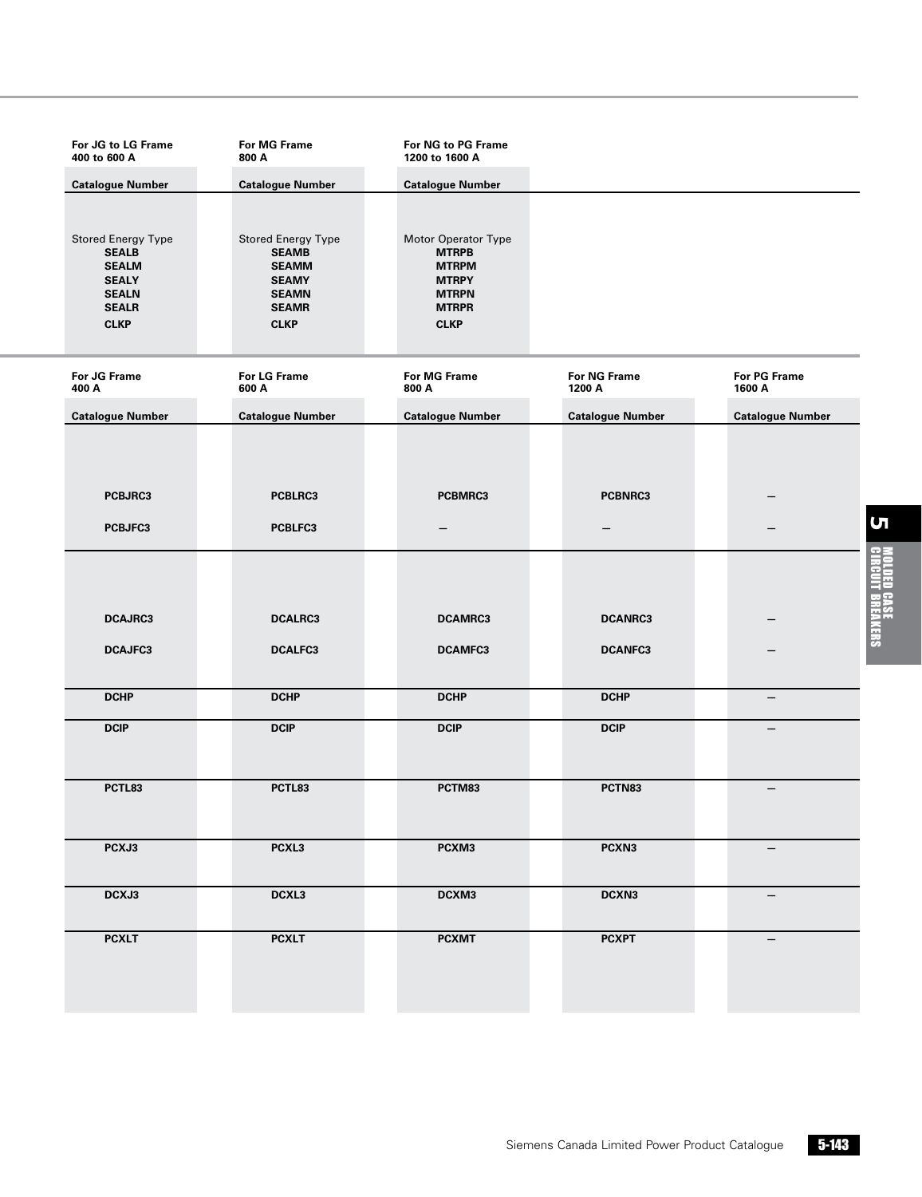| For JG to LG Frame 400 to 600 A | For MG Frame 800 A | For NG to PG Frame 1200 to 1600 A |
|---|---|---|
| Catalogue Number | Catalogue Number | Catalogue Number |
| Stored Energy Type | Stored Energy Type | Motor Operator Type |
| **SEALB** | **SEAMB** | **MTRPB** |
| **SEALM** | **SEAMM** | **MTRPM** |
| **SEALY** | **SEAMY** | **MTRPY** |
| **SEALN** | **SEAMN** | **MTRPN** |
| **SEALR** | **SEAMR** | **MTRPR** |
| **CLKP** | **CLKP** | **CLKP** |

| For JG Frame 400 A | For LG Frame 600 A | For MG Frame 800 A | For NG Frame 1200 A | For PG Frame 1600 A |
|---|---|---|---|---|
| Catalogue Number | Catalogue Number | Catalogue Number | Catalogue Number | Catalogue Number |
| **PCBJRC3** | **PCBLRC3** | **PCBMRC3** | **PCBNRC3** | — |
| **PCBJFC3** | **PCBLFC3** | — | — | — |
| **DCAJRC3** | **DCALRC3** | **DCAMRC3** | **DCANRC3** | — |
| **DCAJFC3** | **DCALFC3** | **DCAMFC3** | **DCANFC3** | — |
| **DCHP** | **DCHP** | **DCHP** | **DCHP** | — |
| **DCIP** | **DCIP** | **DCIP** | **DCIP** | — |
| **PCTL83** | **PCTL83** | **PCTM83** | **PCTN83** | — |
| **PCXJ3** | **PCXL3** | **PCXM3** | **PCXN3** | — |
| **DCXJ3** | **DCXL3** | **DCXM3** | **DCXN3** | — |
| **PCXLT** | **PCXLT** | **PCXMT** | **PCXPT** | — |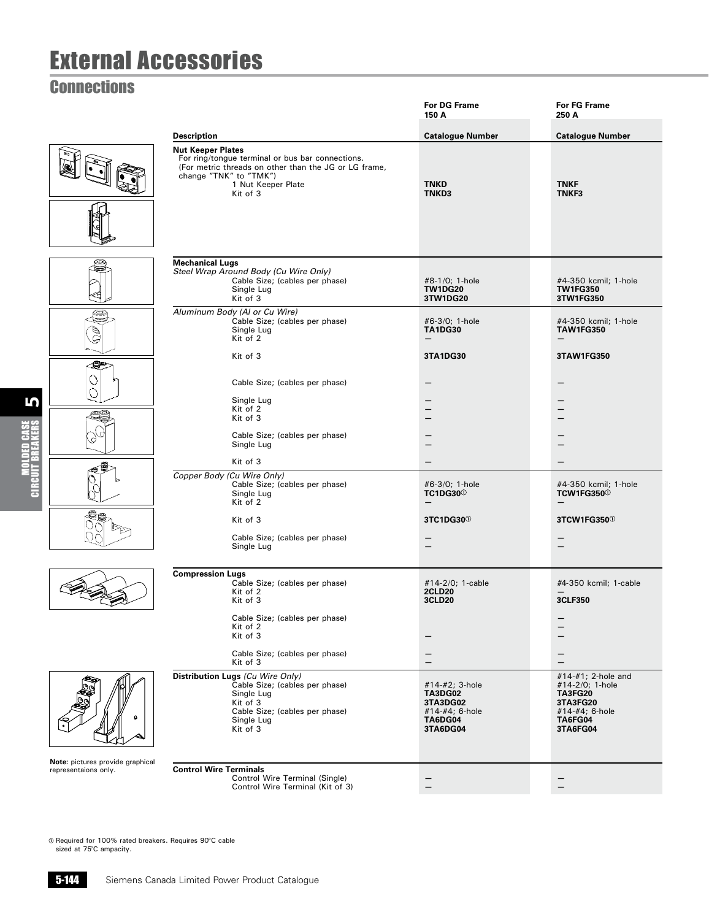# External Accessories

## Connections

| Description | For DG Frame 150 A Catalogue Number | For FG Frame 250 A Catalogue Number |
|---|---|---|
| **Nut Keeper Plates** | | |
| For ring/tongue terminal or bus bar connections. (For metric threads on other than the JG or LG frame, change "TNK" to "TMK") | | |
| 1 Nut Keeper Plate | **TNKD** | **TNKF** |
| Kit of 3 | **TNKD3** | **TNKF3** |
| **Mechanical Lugs** | | |
| *Steel Wrap Around Body (Cu Wire Only)* | | |
| Cable Size; (cables per phase) | #8-1/0; 1-hole | #4-350 kcmil; 1-hole |
| Single Lug | **TW1DG20** | **TW1FG350** |
| Kit of 3 | **3TW1DG20** | **3TW1FG350** |
| *Aluminum Body (Al or Cu Wire)* | | |
| Cable Size; (cables per phase) | #6-3/0; 1-hole | #4-350 kcmil; 1-hole |
| Single Lug | **TA1DG30** | **TAW1FG350** |
| Kit of 2 | — | — |
| Kit of 3 | **3TA1DG30** | **3TAW1FG350** |
| Cable Size; (cables per phase) | — | — |
| Single Lug | — | — |
| Kit of 2 | — | — |
| Kit of 3 | — | — |
| Cable Size; (cables per phase) | — | — |
| Single Lug | — | — |
| Kit of 3 | — | — |
| *Copper Body (Cu Wire Only)* | | |
| Cable Size; (cables per phase) | #6-3/0; 1-hole | #4-350 kcmil; 1-hole |
| Single Lug | **TC1DG30**① | **TCW1FG350**① |
| Kit of 2 | — | — |
| Kit of 3 | **3TC1DG30**① | **3TCW1FG350**① |
| Cable Size; (cables per phase) | — | — |
| Single Lug | — | — |
| **Compression Lugs** | | |
| Cable Size; (cables per phase) | #14-2/0; 1-cable | #4-350 kcmil; 1-cable |
| Kit of 2 | **2CLD20** | — |
| Kit of 3 | **3CLD20** | **3CLF350** |
| Cable Size; (cables per phase) | | — |
| Kit of 2 | | — |
| Kit of 3 | — | — |
| Cable Size; (cables per phase) | — | — |
| Kit of 3 | — | — |
| **Distribution Lugs** *(Cu Wire Only)* | | |
| Cable Size; (cables per phase) | #14-#2; 3-hole | #14-#1; 2-hole and #14-2/0; 1-hole |
| Single Lug | **TA3DG02** | **TA3FG20** |
| Kit of 3 | **3TA3DG02** | **3TA3FG20** |
| Cable Size; (cables per phase) | #14-#4; 6-hole | #14-#4; 6-hole |
| Single Lug | **TA6DG04** | **TA6FG04** |
| Kit of 3 | **3TA6DG04** | **3TA6FG04** |
| **Control Wire Terminals** | | |
| Control Wire Terminal (Single) | — | — |
| Control Wire Terminal (Kit of 3) | — | — |

**Note:** pictures provide graphical representaions only.

① Required for 100% rated breakers. Requires 90°C cable sized at 75°C ampacity.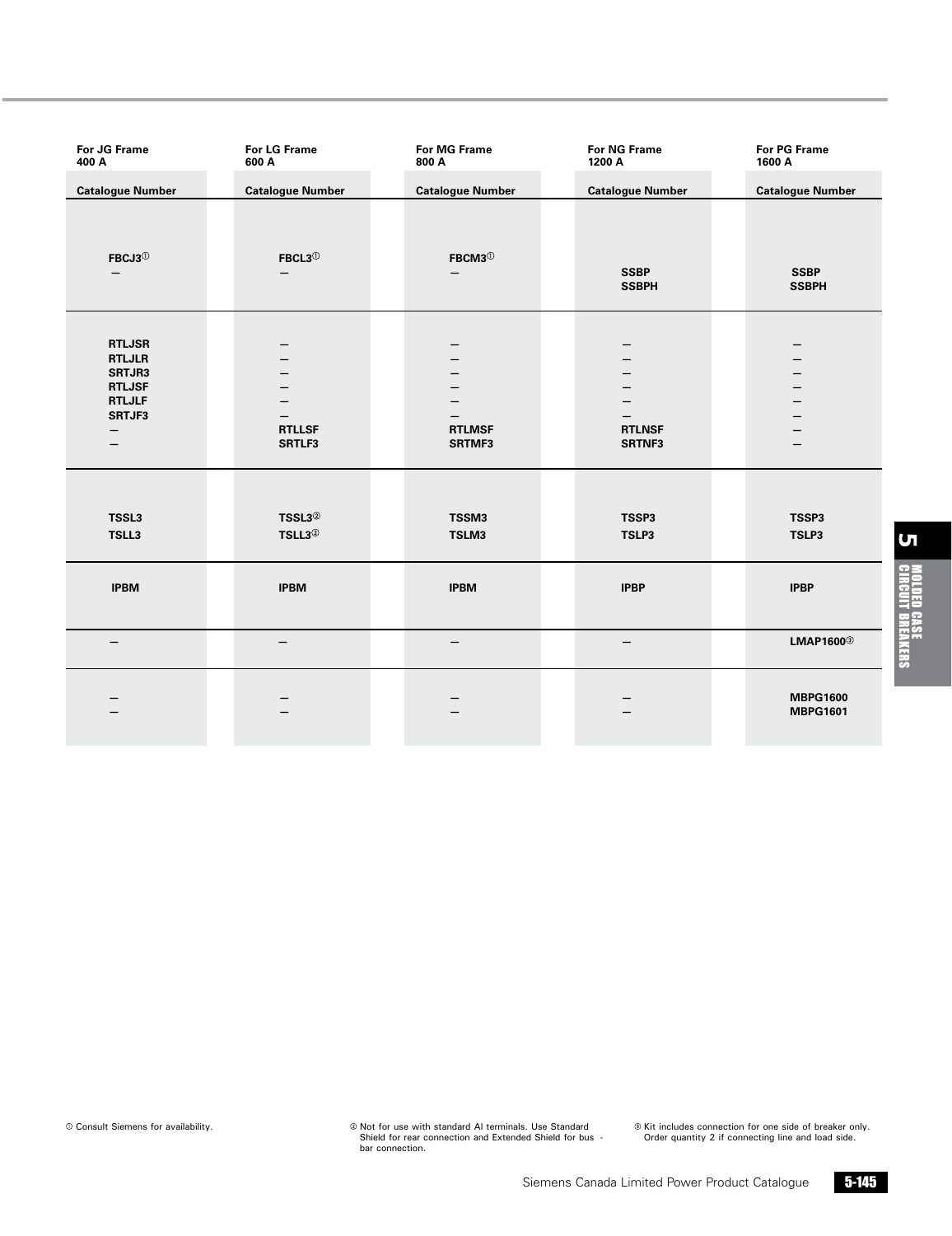| For JG Frame 400 A | For LG Frame 600 A | For MG Frame 800 A | For NG Frame 1200 A | For PG Frame 1600 A |
|---|---|---|---|---|
| **Catalogue Number** | **Catalogue Number** | **Catalogue Number** | **Catalogue Number** | **Catalogue Number** |
| **FBCJ3**① | **FBCL3**① | **FBCM3**① | | |
| — | — | — | **SSBP** | **SSBP** |
| | | | **SSBPH** | **SSBPH** |
| **RTLJSR** | — | — | — | — |
| **RTLJLR** | — | — | — | — |
| **SRTJR3** | — | — | — | — |
| **RTLJSF** | — | — | — | — |
| **RTLJLF** | — | — | — | — |
| **SRTJF3** | — | — | — | — |
| — | **RTLLSF** | **RTLMSF** | **RTLNSF** | — |
| — | **SRTLF3** | **SRTMF3** | **SRTNF3** | — |
| **TSSL3** | **TSSL3**② | **TSSM3** | **TSSP3** | **TSSP3** |
| **TSLL3** | **TSLL3**② | **TSLM3** | **TSLP3** | **TSLP3** |
| **IPBM** | **IPBM** | **IPBM** | **IPBP** | **IPBP** |
| — | — | — | — | **LMAP1600**③ |
| — | — | — | — | **MBPG1600** |
| — | — | — | — | **MBPG1601** |

① Consult Siemens for availability.

② Not for use with standard Al terminals. Use Standard Shield for rear connection and Extended Shield for bus - bar connection.

③ Kit includes connection for one side of breaker only. Order quantity 2 if connecting line and load side.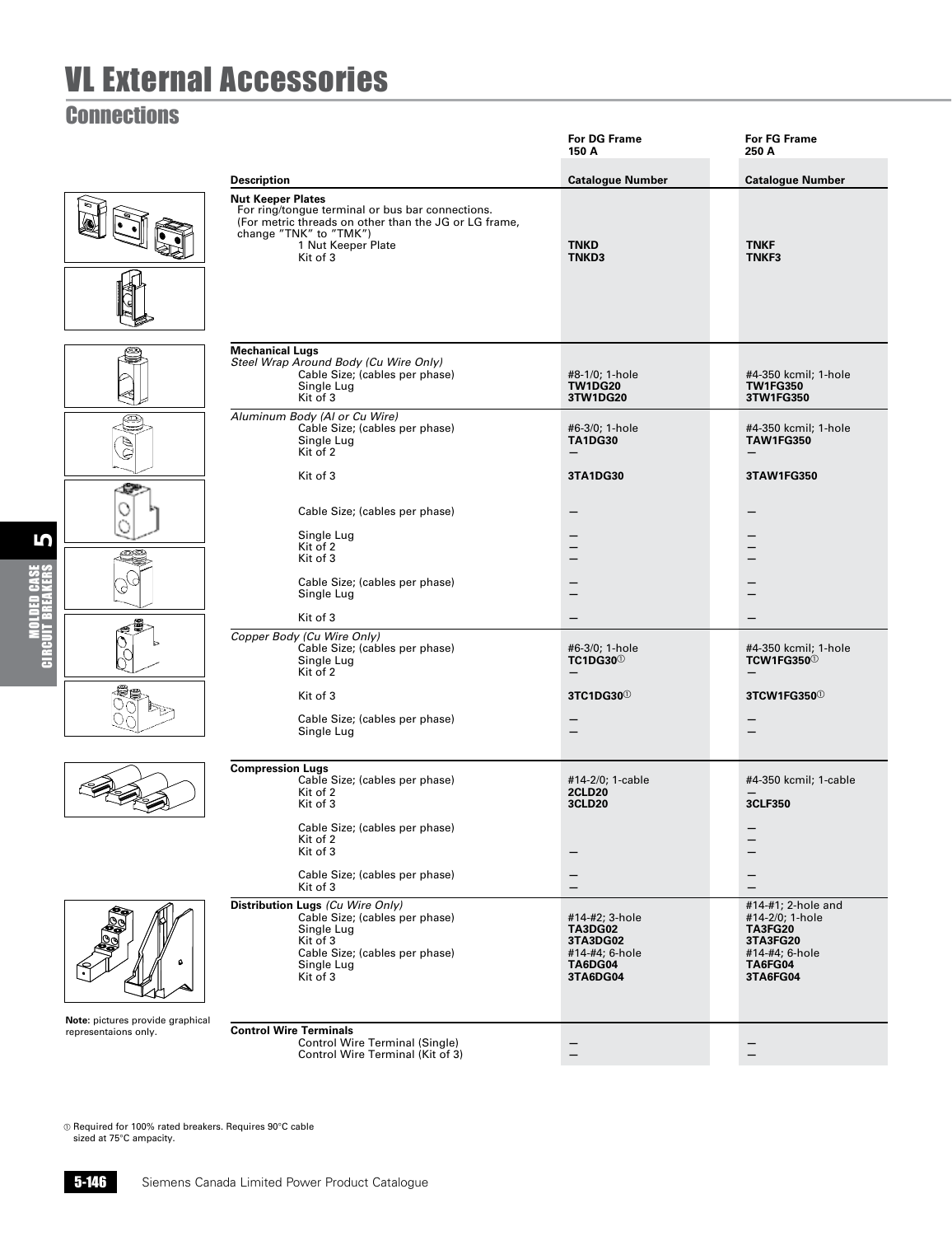# VL External Accessories

## Connections

| Description | For DG Frame 150 A<br>Catalogue Number | For FG Frame 250 A<br>Catalogue Number |
|---|---|---|
| **Nut Keeper Plates** | | |
| For ring/tongue terminal or bus bar connections. (For metric threads on other than the JG or LG frame, change "TNK" to "TMK") | | |
| 1 Nut Keeper Plate | **TNKD** | **TNKF** |
| Kit of 3 | **TNKD3** | **TNKF3** |
| **Mechanical Lugs** | | |
| *Steel Wrap Around Body (Cu Wire Only)* | | |
| Cable Size; (cables per phase) | #8-1/0; 1-hole | #4-350 kcmil; 1-hole |
| Single Lug | **TW1DG20** | **TW1FG350** |
| Kit of 3 | **3TW1DG20** | **3TW1FG350** |
| *Aluminum Body (Al or Cu Wire)* | | |
| Cable Size; (cables per phase) | #6-3/0; 1-hole | #4-350 kcmil; 1-hole |
| Single Lug | **TA1DG30** | **TAW1FG350** |
| Kit of 2 | — | — |
| Kit of 3 | **3TA1DG30** | **3TAW1FG350** |
| Cable Size; (cables per phase) | — | — |
| Single Lug | — | — |
| Kit of 2 | — | — |
| Kit of 3 | — | — |
| Cable Size; (cables per phase) | — | — |
| Single Lug | — | — |
| Kit of 3 | — | — |
| *Copper Body (Cu Wire Only)* | | |
| Cable Size; (cables per phase) | #6-3/0; 1-hole | #4-350 kcmil; 1-hole |
| Single Lug | **TC1DG30**① | **TCW1FG350**① |
| Kit of 2 | — | — |
| Kit of 3 | **3TC1DG30**① | **3TCW1FG350**① |
| Cable Size; (cables per phase) | — | — |
| Single Lug | — | — |
| **Compression Lugs** | | |
| Cable Size; (cables per phase) | #14-2/0; 1-cable | #4-350 kcmil; 1-cable |
| Kit of 2 | **2CLD20** | — |
| Kit of 3 | **3CLD20** | **3CLF350** |
| Cable Size; (cables per phase) | | — |
| Kit of 2 | | — |
| Kit of 3 | — | — |
| Cable Size; (cables per phase) | — | — |
| Kit of 3 | — | — |
| **Distribution Lugs** *(Cu Wire Only)* | | |
| Cable Size; (cables per phase) | #14-#2; 3-hole | #14-#1; 2-hole and #14-2/0; 1-hole |
| Single Lug | **TA3DG02** | **TA3FG20** |
| Kit of 3 | **3TA3DG02** | **3TA3FG20** |
| Cable Size; (cables per phase) | #14-#4; 6-hole | #14-#4; 6-hole |
| Single Lug | **TA6DG04** | **TA6FG04** |
| Kit of 3 | **3TA6DG04** | **3TA6FG04** |
| **Control Wire Terminals** | | |
| Control Wire Terminal (Single) | — | — |
| Control Wire Terminal (Kit of 3) | — | — |

**Note:** pictures provide graphical representaions only.

① Required for 100% rated breakers. Requires 90°C cable sized at 75°C ampacity.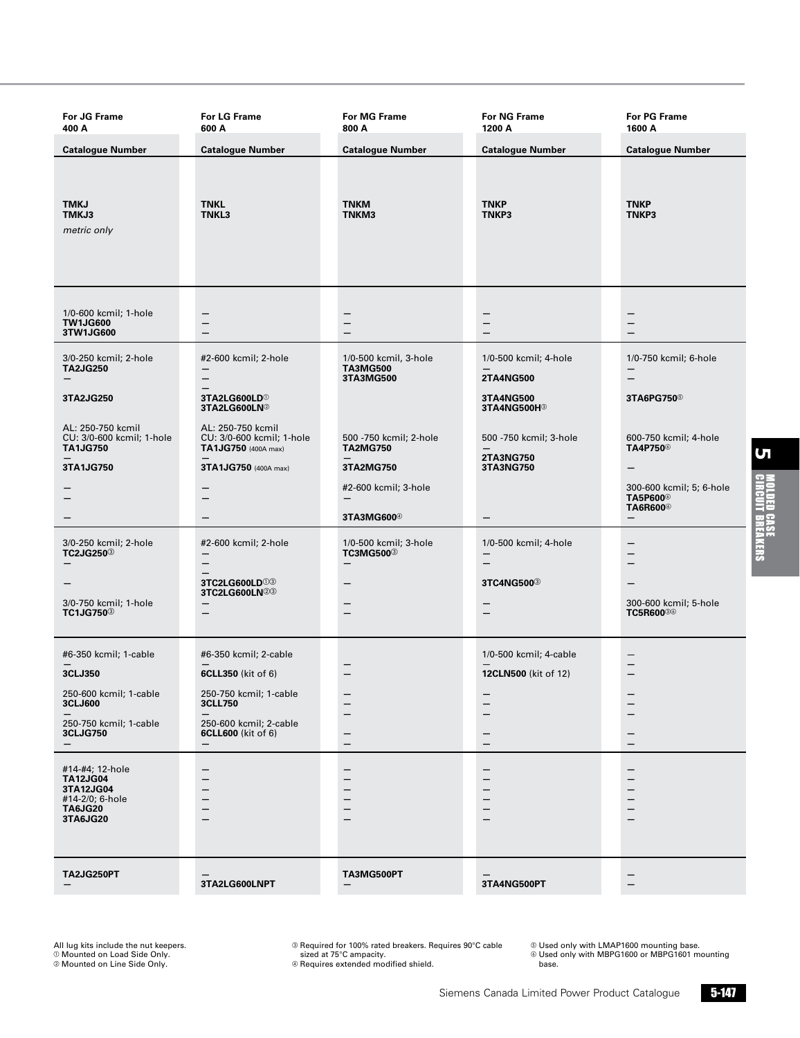| For JG Frame 400 A | For LG Frame 600 A | For MG Frame 800 A | For NG Frame 1200 A | For PG Frame 1600 A |
|---|---|---|---|---|
| **Catalogue Number** | **Catalogue Number** | **Catalogue Number** | **Catalogue Number** | **Catalogue Number** |
| **TMKJ**<br>**TMKJ3**<br>*metric only* | **TNKL**<br>**TNKL3** | **TNKM**<br>**TNKM3** | **TNKP**<br>**TNKP3** | **TNKP**<br>**TNKP3** |
| 1/0-600 kcmil; 1-hole<br>**TW1JG600**<br>**3TW1JG600** | —<br>—<br>— | —<br>—<br>— | —<br>—<br>— | —<br>—<br>— |
| 3/0-250 kcmil; 2-hole<br>**TA2JG250**<br>—<br>**3TA2JG250**<br><br>AL: 250-750 kcmil<br>CU: 3/0-600 kcmil; 1-hole<br>**TA1JG750**<br>—<br>**3TA1JG750**<br><br>—<br>—<br>— | #2-600 kcmil; 2-hole<br>—<br>—<br>—<br>**3TA2LG600LD**①<br>**3TA2LG600LN**②<br><br>AL: 250-750 kcmil<br>CU: 3/0-600 kcmil; 1-hole<br>**TA1JG750** (400A max)<br>—<br>**3TA1JG750** (400A max)<br><br>—<br>—<br>— | 1/0-500 kcmil, 3-hole<br>**TA3MG500**<br>**3TA3MG500**<br><br>500 -750 kcmil; 2-hole<br>**TA2MG750**<br>—<br>**3TA2MG750**<br><br>#2-600 kcmil; 3-hole<br>—<br>**3TA3MG600**④ | 1/0-500 kcmil; 4-hole<br>—<br>**2TA4NG500**<br>**3TA4NG500**<br>**3TA4NG500H**③<br><br>500 -750 kcmil; 3-hole<br>—<br>**2TA3NG750**<br>**3TA3NG750**<br><br>— | 1/0-750 kcmil; 6-hole<br>—<br>—<br>**3TA6PG750**⑤<br><br>600-750 kcmil; 4-hole<br>**TA4P750**⑥<br>—<br><br>300-600 kcmil; 5; 6-hole<br>**TA5P600**⑥<br>**TA6R600**⑥<br>— |
| 3/0-250 kcmil; 2-hole<br>**TC2JG250**③<br>—<br>—<br>3/0-750 kcmil; 1-hole<br>**TC1JG750**③ | #2-600 kcmil; 2-hole<br>—<br>—<br>—<br>**3TC2LG600LD**①③<br>**3TC2LG600LN**②③<br>—<br>— | 1/0-500 kcmil; 3-hole<br>**TC3MG500**③<br>—<br>—<br>—<br>— | 1/0-500 kcmil; 4-hole<br>—<br>—<br>**3TC4NG500**③<br>—<br>— | —<br>—<br>—<br>—<br>300-600 kcmil; 5-hole<br>**TC5R600**③⑥ |
| #6-350 kcmil; 1-cable<br>—<br>**3CLJ350**<br><br>250-600 kcmil; 1-cable<br>**3CLJ600**<br>—<br>250-750 kcmil; 1-cable<br>**3CLJG750**<br>— | #6-350 kcmil; 2-cable<br>—<br>**6CLL350** (kit of 6)<br><br>250-750 kcmil; 1-cable<br>**3CLL750**<br>—<br>250-600 kcmil; 2-cable<br>**6CLL600** (kit of 6)<br>— | —<br>—<br>—<br>—<br>—<br>—<br>— | 1/0-500 kcmil; 4-cable<br>—<br>**12CLN500** (kit of 12)<br><br>—<br>—<br>—<br>—<br>— | —<br>—<br>—<br>—<br>—<br>—<br>—<br>— |
| #14-#4; 12-hole<br>**TA12JG04**<br>**3TA12JG04**<br>#14-2/0; 6-hole<br>**TA6JG20**<br>**3TA6JG20** | —<br>—<br>—<br>—<br>—<br>— | —<br>—<br>—<br>—<br>—<br>— | —<br>—<br>—<br>—<br>—<br>— | —<br>—<br>—<br>—<br>—<br>— |
| **TA2JG250PT**<br>— | —<br>**3TA2LG600LNPT** | **TA3MG500PT**<br>— | —<br>**3TA4NG500PT** | —<br>— |

All lug kits include the nut keepers.
① Mounted on Load Side Only.
② Mounted on Line Side Only.
③ Required for 100% rated breakers. Requires 90°C cable sized at 75°C ampacity.
④ Requires extended modified shield.
⑤ Used only with LMAP1600 mounting base.
⑥ Used only with MBPG1600 or MBPG1601 mounting base.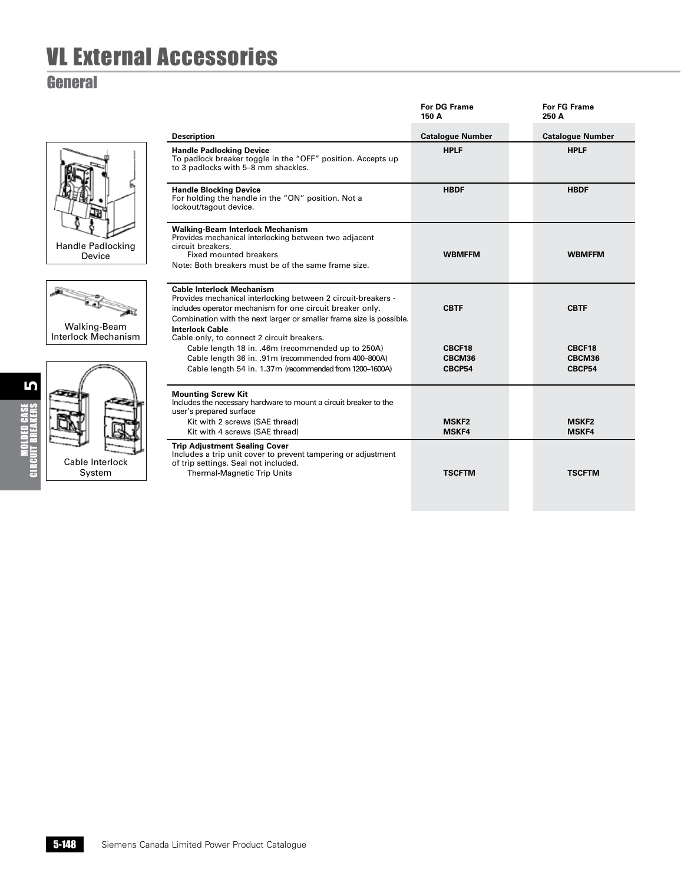# VL External Accessories

## General

| Description | For DG Frame 150 A Catalogue Number | For FG Frame 250 A Catalogue Number |
|---|---|---|
| **Handle Padlocking Device**<br>To padlock breaker toggle in the "OFF" position. Accepts up to 3 padlocks with 5–8 mm shackles. | **HPLF** | **HPLF** |
| **Handle Blocking Device**<br>For holding the handle in the "ON" position. Not a lockout/tagout device. | **HBDF** | **HBDF** |
| **Walking-Beam Interlock Mechanism**<br>Provides mechanical interlocking between two adjacent circuit breakers. | | |
| Fixed mounted breakers | **WBMFFM** | **WBMFFM** |
| Note: Both breakers must be of the same frame size. | | |
| **Cable Interlock Mechanism**<br>Provides mechanical interlocking between 2 circuit-breakers - includes operator mechanism for one circuit breaker only. | **CBTF** | **CBTF** |
| Combination with the next larger or smaller frame size is possible. | | |
| **Interlock Cable**<br>Cable only, to connect 2 circuit breakers. | | |
| Cable length 18 in. .46m (recommended up to 250A) | **CBCF18** | **CBCF18** |
| Cable length 36 in. .91m (recommended from 400–800A) | **CBCM36** | **CBCM36** |
| Cable length 54 in. 1.37m (recommended from 1200–1600A) | **CBCP54** | **CBCP54** |
| **Mounting Screw Kit**<br>Includes the necessary hardware to mount a circuit breaker to the user's prepared surface | | |
| Kit with 2 screws (SAE thread) | **MSKF2** | **MSKF2** |
| Kit with 4 screws (SAE thread) | **MSKF4** | **MSKF4** |
| **Trip Adjustment Sealing Cover**<br>Includes a trip unit cover to prevent tampering or adjustment of trip settings. Seal not included. | | |
| Thermal-Magnetic Trip Units | **TSCFTM** | **TSCFTM** |

Handle Padlocking Device

Walking-Beam Interlock Mechanism

Cable Interlock System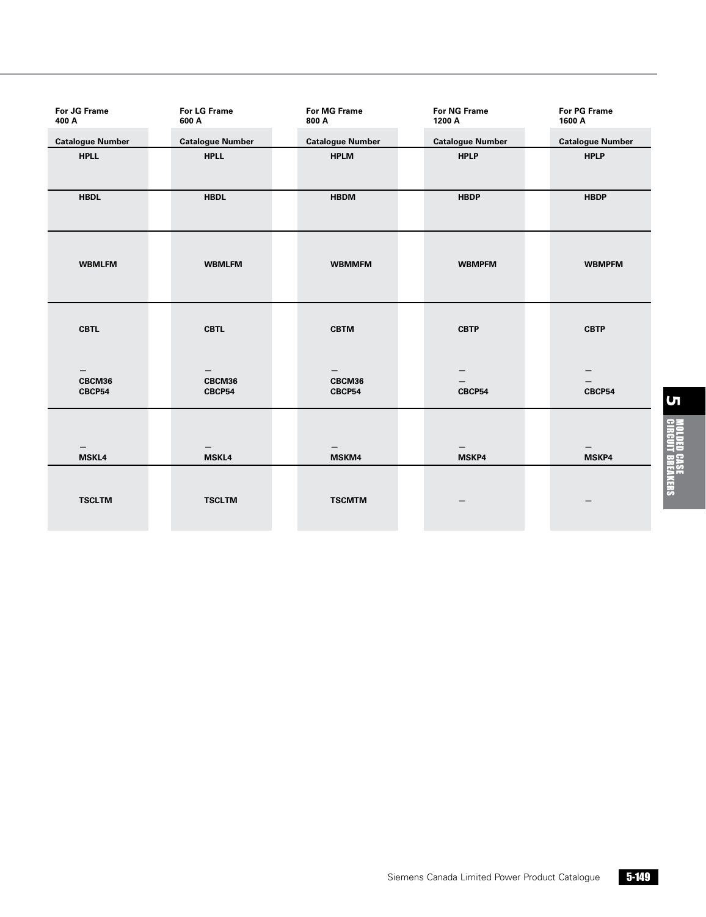| For JG Frame 400 A | For LG Frame 600 A | For MG Frame 800 A | For NG Frame 1200 A | For PG Frame 1600 A |
|---|---|---|---|---|
| Catalogue Number | Catalogue Number | Catalogue Number | Catalogue Number | Catalogue Number |
| HPLL | HPLL | HPLM | HPLP | HPLP |
| HBDL | HBDL | HBDM | HBDP | HBDP |
| WBMLFM | WBMLFM | WBMMFM | WBMPFM | WBMPFM |
| CBTL<br><br>—<br>CBCM36<br>CBCP54 | CBTL<br><br>—<br>CBCM36<br>CBCP54 | CBTM<br><br>—<br>CBCM36<br>CBCP54 | CBTP<br><br>—<br>—<br>CBCP54 | CBTP<br><br>—<br>—<br>CBCP54 |
| —<br>MSKL4 | —<br>MSKL4 | —<br>MSKM4 | —<br>MSKP4 | —<br>MSKP4 |
| TSCLTM | TSCLTM | TSCMTM | — | — |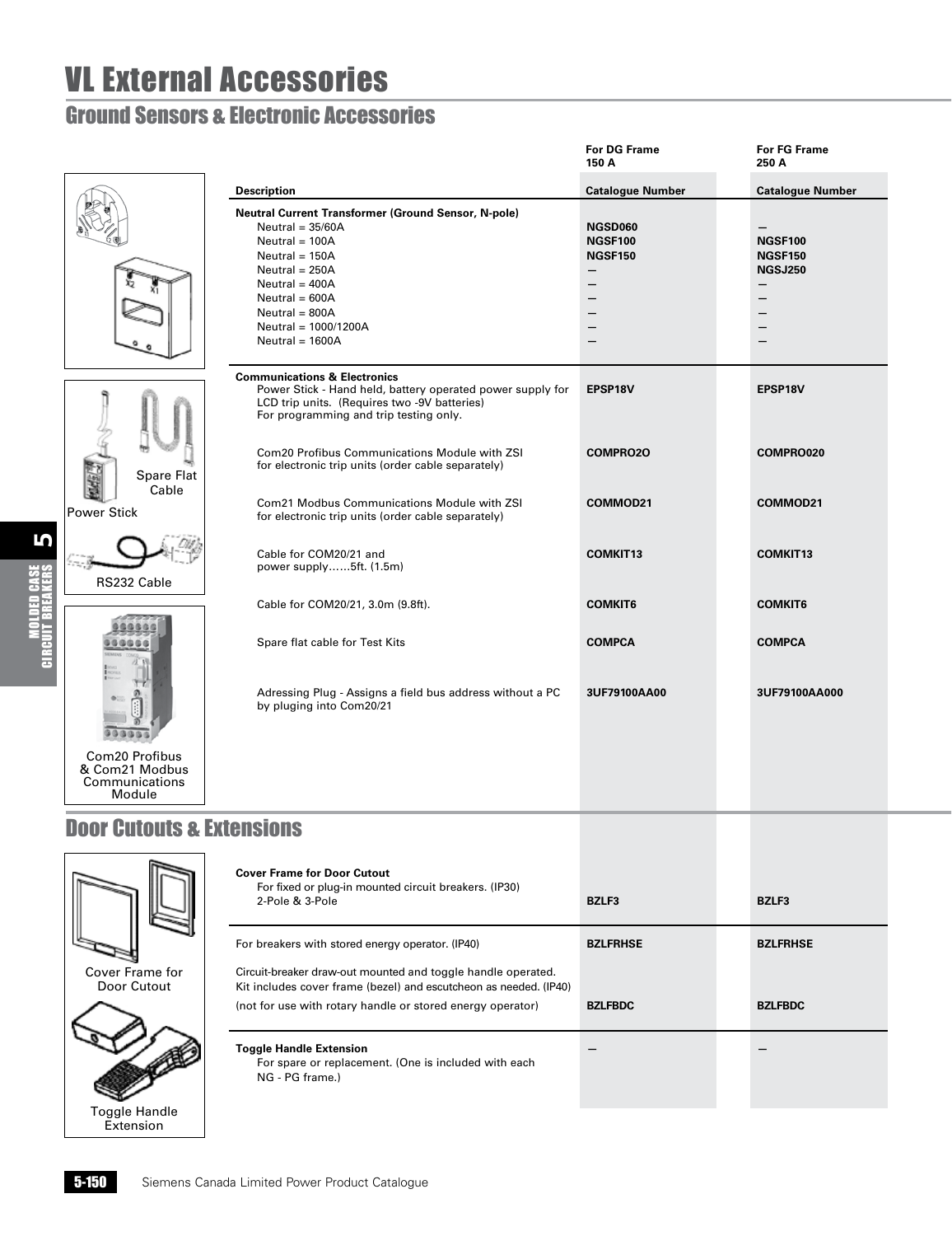# VL External Accessories

## Ground Sensors & Electronic Accessories

| Description | For DG Frame 150 A Catalogue Number | For FG Frame 250 A Catalogue Number |
|---|---|---|
| **Neutral Current Transformer (Ground Sensor, N-pole)** | | |
| Neutral = 35/60A | **NGSD060** | — |
| Neutral = 100A | **NGSF100** | **NGSF100** |
| Neutral = 150A | **NGSF150** | **NGSF150** |
| Neutral = 250A | — | **NGSJ250** |
| Neutral = 400A | — | — |
| Neutral = 600A | — | — |
| Neutral = 800A | — | — |
| Neutral = 1000/1200A | — | — |
| Neutral = 1600A | — | — |
| **Communications & Electronics** | | |
| Power Stick - Hand held, battery operated power supply for LCD trip units. (Requires two -9V batteries) For programming and trip testing only. | **EPSP18V** | **EPSP18V** |
| Com20 Profibus Communications Module with ZSI for electronic trip units (order cable separately) | **COMPRO2O** | **COMPRO020** |
| Com21 Modbus Communications Module with ZSI for electronic trip units (order cable separately) | **COMMOD21** | **COMMOD21** |
| Cable for COM20/21 and power supply……5ft. (1.5m) | **COMKIT13** | **COMKIT13** |
| Cable for COM20/21, 3.0m (9.8ft). | **COMKIT6** | **COMKIT6** |
| Spare flat cable for Test Kits | **COMPCA** | **COMPCA** |
| Adressing Plug - Assigns a field bus address without a PC by pluging into Com20/21 | **3UF79100AA00** | **3UF79100AA000** |

Spare Flat Cable

Power Stick

RS232 Cable

Com20 Profibus & Com21 Modbus Communications Module

## Door Cutouts & Extensions

| Description | For DG Frame 150 A Catalogue Number | For FG Frame 250 A Catalogue Number |
|---|---|---|
| **Cover Frame for Door Cutout** For fixed or plug-in mounted circuit breakers. (IP30) 2-Pole & 3-Pole | **BZLF3** | **BZLF3** |
| For breakers with stored energy operator. (IP40) | **BZLFRHSE** | **BZLFRHSE** |
| Circuit-breaker draw-out mounted and toggle handle operated. Kit includes cover frame (bezel) and escutcheon as needed. (IP40) (not for use with rotary handle or stored energy operator) | **BZLFBDC** | **BZLFBDC** |
| **Toggle Handle Extension** For spare or replacement. (One is included with each NG - PG frame.) | — | — |

Cover Frame for Door Cutout

Toggle Handle Extension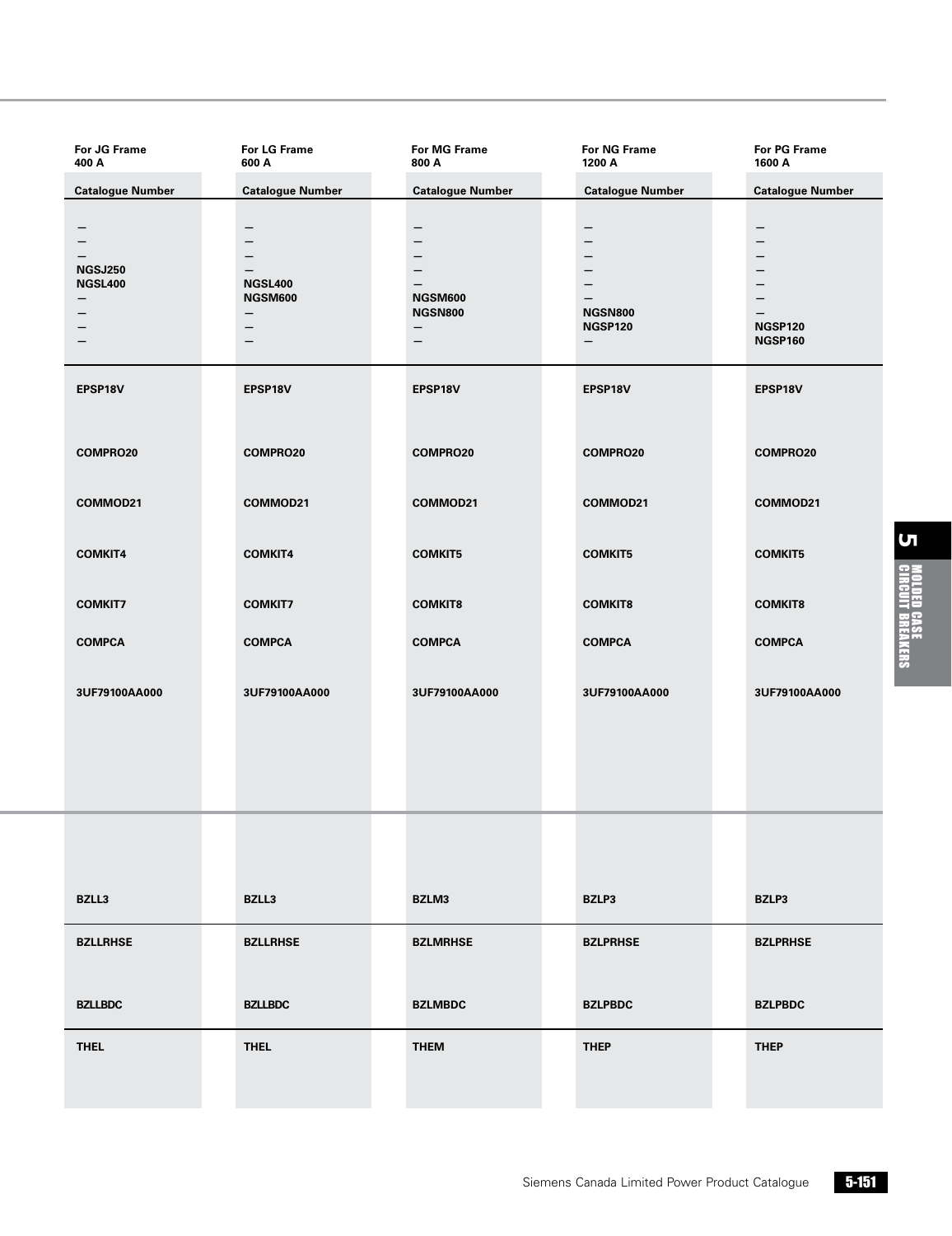| For JG Frame 400 A | For LG Frame 600 A | For MG Frame 800 A | For NG Frame 1200 A | For PG Frame 1600 A |
|---|---|---|---|---|
| Catalogue Number | Catalogue Number | Catalogue Number | Catalogue Number | Catalogue Number |
| — | — | — | — | — |
| — | — | — | — | — |
| — | — | — | — | — |
| NGSJ250 | — | — | — | — |
| NGSL400 | NGSL400 | — | — | — |
| — | NGSM600 | NGSM600 | — | — |
| — | — | NGSN800 | NGSN800 | — |
| — | — | — | NGSP120 | NGSP120 |
| — | — | — | — | NGSP160 |
| EPSP18V | EPSP18V | EPSP18V | EPSP18V | EPSP18V |
| COMPRO20 | COMPRO20 | COMPRO20 | COMPRO20 | COMPRO20 |
| COMMOD21 | COMMOD21 | COMMOD21 | COMMOD21 | COMMOD21 |
| COMKIT4 | COMKIT4 | COMKIT5 | COMKIT5 | COMKIT5 |
| COMKIT7 | COMKIT7 | COMKIT8 | COMKIT8 | COMKIT8 |
| COMPCA | COMPCA | COMPCA | COMPCA | COMPCA |
| 3UF79100AA000 | 3UF79100AA000 | 3UF79100AA000 | 3UF79100AA000 | 3UF79100AA000 |

| | | | | |
|---|---|---|---|---|
| BZLL3 | BZLL3 | BZLM3 | BZLP3 | BZLP3 |
| BZLLRHSE | BZLLRHSE | BZLMRHSE | BZLPRHSE | BZLPRHSE |
| BZLLBDC | BZLLBDC | BZLMBDC | BZLPBDC | BZLPBDC |
| THEL | THEL | THEM | THEP | THEP |